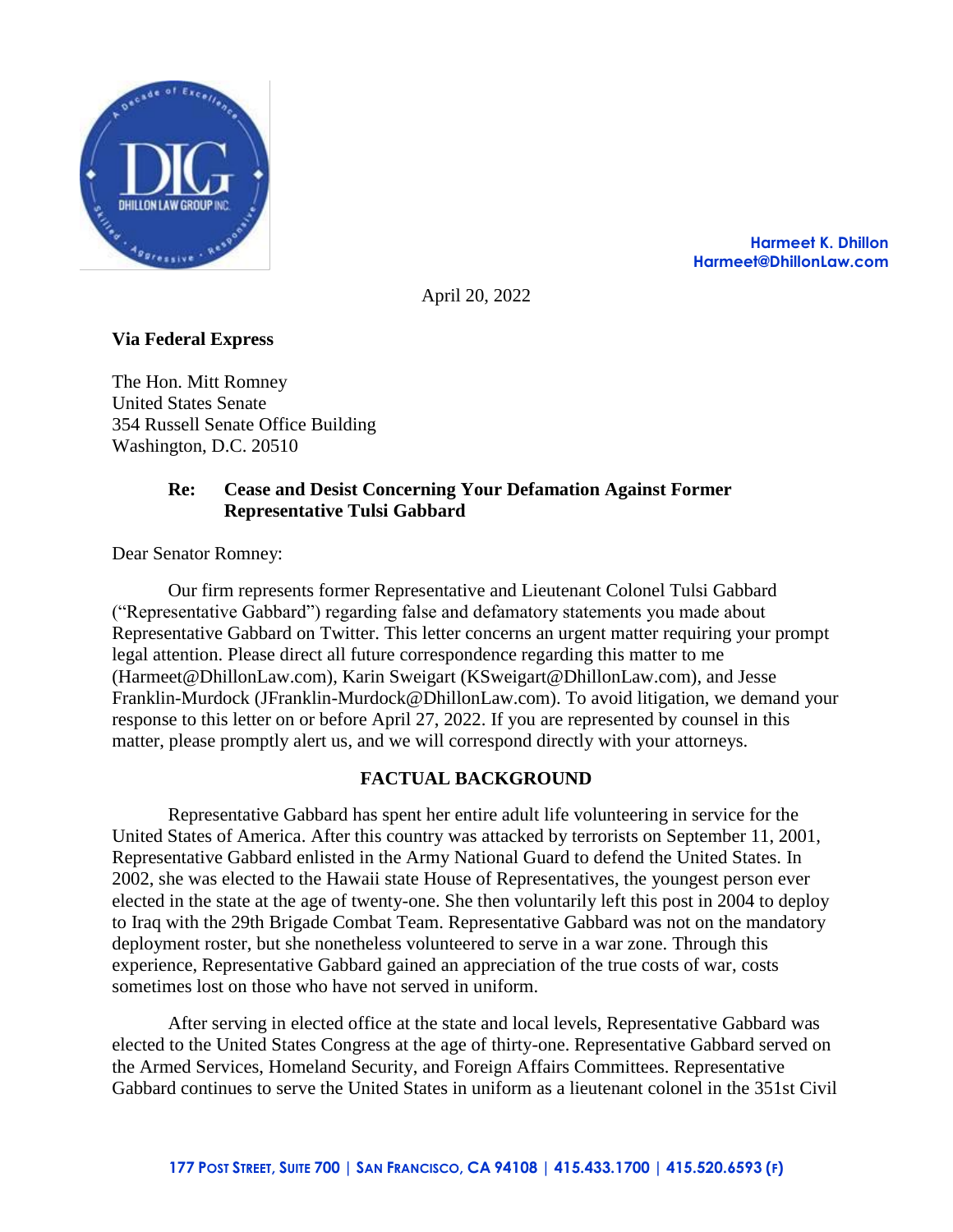Harmeet K. Dhillon
Harmeet@DhillonLaw.com

April 20, 2022

**Via Federal Express**

The Hon. Mitt Romney
United States Senate
354 Russell Senate Office Building
Washington, D.C. 20510

**Re: Cease and Desist Concerning Your Defamation Against Former Representative Tulsi Gabbard**

Dear Senator Romney:

Our firm represents former Representative and Lieutenant Colonel Tulsi Gabbard ("Representative Gabbard") regarding false and defamatory statements you made about Representative Gabbard on Twitter. This letter concerns an urgent matter requiring your prompt legal attention. Please direct all future correspondence regarding this matter to me (Harmeet@DhillonLaw.com), Karin Sweigart (KSweigart@DhillonLaw.com), and Jesse Franklin-Murdock (JFranklin-Murdock@DhillonLaw.com). To avoid litigation, we demand your response to this letter on or before April 27, 2022. If you are represented by counsel in this matter, please promptly alert us, and we will correspond directly with your attorneys.

## FACTUAL BACKGROUND

Representative Gabbard has spent her entire adult life volunteering in service for the United States of America. After this country was attacked by terrorists on September 11, 2001, Representative Gabbard enlisted in the Army National Guard to defend the United States. In 2002, she was elected to the Hawaii state House of Representatives, the youngest person ever elected in the state at the age of twenty-one. She then voluntarily left this post in 2004 to deploy to Iraq with the 29th Brigade Combat Team. Representative Gabbard was not on the mandatory deployment roster, but she nonetheless volunteered to serve in a war zone. Through this experience, Representative Gabbard gained an appreciation of the true costs of war, costs sometimes lost on those who have not served in uniform.

After serving in elected office at the state and local levels, Representative Gabbard was elected to the United States Congress at the age of thirty-one. Representative Gabbard served on the Armed Services, Homeland Security, and Foreign Affairs Committees. Representative Gabbard continues to serve the United States in uniform as a lieutenant colonel in the 351st Civil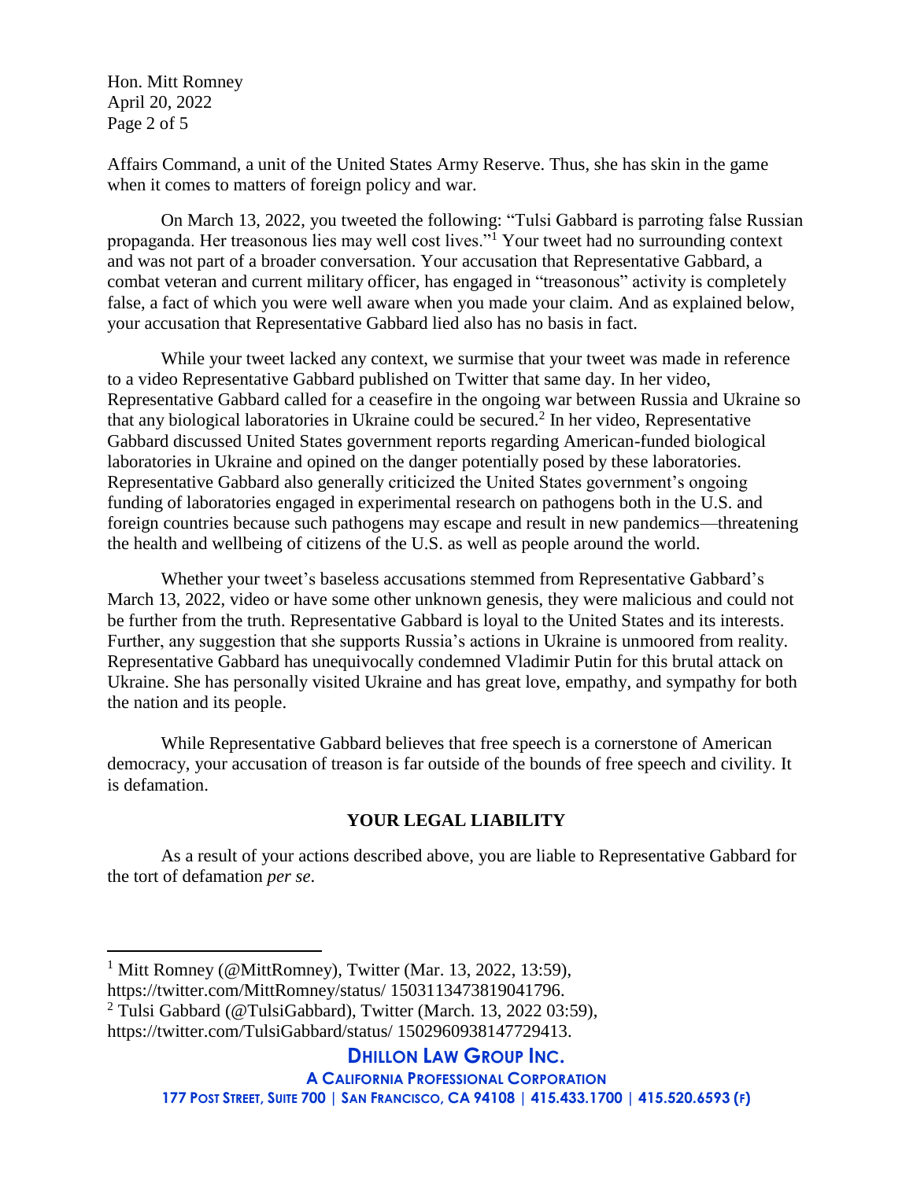Affairs Command, a unit of the United States Army Reserve. Thus, she has skin in the game when it comes to matters of foreign policy and war.

On March 13, 2022, you tweeted the following: "Tulsi Gabbard is parroting false Russian propaganda. Her treasonous lies may well cost lives."[1] Your tweet had no surrounding context and was not part of a broader conversation. Your accusation that Representative Gabbard, a combat veteran and current military officer, has engaged in "treasonous" activity is completely false, a fact of which you were well aware when you made your claim. And as explained below, your accusation that Representative Gabbard lied also has no basis in fact.

While your tweet lacked any context, we surmise that your tweet was made in reference to a video Representative Gabbard published on Twitter that same day. In her video, Representative Gabbard called for a ceasefire in the ongoing war between Russia and Ukraine so that any biological laboratories in Ukraine could be secured.[2] In her video, Representative Gabbard discussed United States government reports regarding American-funded biological laboratories in Ukraine and opined on the danger potentially posed by these laboratories. Representative Gabbard also generally criticized the United States government's ongoing funding of laboratories engaged in experimental research on pathogens both in the U.S. and foreign countries because such pathogens may escape and result in new pandemics—threatening the health and wellbeing of citizens of the U.S. as well as people around the world.

Whether your tweet's baseless accusations stemmed from Representative Gabbard's March 13, 2022, video or have some other unknown genesis, they were malicious and could not be further from the truth. Representative Gabbard is loyal to the United States and its interests. Further, any suggestion that she supports Russia's actions in Ukraine is unmoored from reality. Representative Gabbard has unequivocally condemned Vladimir Putin for this brutal attack on Ukraine. She has personally visited Ukraine and has great love, empathy, and sympathy for both the nation and its people.

While Representative Gabbard believes that free speech is a cornerstone of American democracy, your accusation of treason is far outside of the bounds of free speech and civility. It is defamation.

## YOUR LEGAL LIABILITY

As a result of your actions described above, you are liable to Representative Gabbard for the tort of defamation *per se*.

---

[1] Mitt Romney (@MittRomney), Twitter (Mar. 13, 2022, 13:59), https://twitter.com/MittRomney/status/ 1503113473819041796.

[2] Tulsi Gabbard (@TulsiGabbard), Twitter (March. 13, 2022 03:59), https://twitter.com/TulsiGabbard/status/ 1502960938147729413.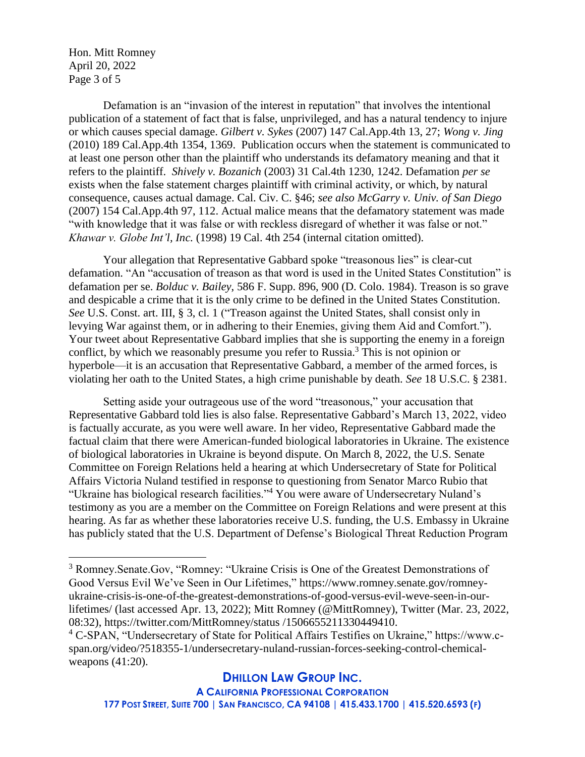Defamation is an "invasion of the interest in reputation" that involves the intentional publication of a statement of fact that is false, unprivileged, and has a natural tendency to injure or which causes special damage. *Gilbert v. Sykes* (2007) 147 Cal.App.4th 13, 27; *Wong v. Jing* (2010) 189 Cal.App.4th 1354, 1369. Publication occurs when the statement is communicated to at least one person other than the plaintiff who understands its defamatory meaning and that it refers to the plaintiff. *Shively v. Bozanich* (2003) 31 Cal.4th 1230, 1242. Defamation *per se* exists when the false statement charges plaintiff with criminal activity, or which, by natural consequence, causes actual damage. Cal. Civ. C. §46; *see also McGarry v. Univ. of San Diego* (2007) 154 Cal.App.4th 97, 112. Actual malice means that the defamatory statement was made "with knowledge that it was false or with reckless disregard of whether it was false or not." *Khawar v. Globe Int'l, Inc.* (1998) 19 Cal. 4th 254 (internal citation omitted).

Your allegation that Representative Gabbard spoke "treasonous lies" is clear-cut defamation. "An "accusation of treason as that word is used in the United States Constitution" is defamation per se. *Bolduc v. Bailey*, 586 F. Supp. 896, 900 (D. Colo. 1984). Treason is so grave and despicable a crime that it is the only crime to be defined in the United States Constitution. *See* U.S. Const. art. III, § 3, cl. 1 ("Treason against the United States, shall consist only in levying War against them, or in adhering to their Enemies, giving them Aid and Comfort."). Your tweet about Representative Gabbard implies that she is supporting the enemy in a foreign conflict, by which we reasonably presume you refer to Russia.[3] This is not opinion or hyperbole—it is an accusation that Representative Gabbard, a member of the armed forces, is violating her oath to the United States, a high crime punishable by death. *See* 18 U.S.C. § 2381.

Setting aside your outrageous use of the word "treasonous," your accusation that Representative Gabbard told lies is also false. Representative Gabbard's March 13, 2022, video is factually accurate, as you were well aware. In her video, Representative Gabbard made the factual claim that there were American-funded biological laboratories in Ukraine. The existence of biological laboratories in Ukraine is beyond dispute. On March 8, 2022, the U.S. Senate Committee on Foreign Relations held a hearing at which Undersecretary of State for Political Affairs Victoria Nuland testified in response to questioning from Senator Marco Rubio that "Ukraine has biological research facilities."[4] You were aware of Undersecretary Nuland's testimony as you are a member on the Committee on Foreign Relations and were present at this hearing. As far as whether these laboratories receive U.S. funding, the U.S. Embassy in Ukraine has publicly stated that the U.S. Department of Defense's Biological Threat Reduction Program

---

[3] Romney.Senate.Gov, "Romney: "Ukraine Crisis is One of the Greatest Demonstrations of Good Versus Evil We've Seen in Our Lifetimes," https://www.romney.senate.gov/romney-ukraine-crisis-is-one-of-the-greatest-demonstrations-of-good-versus-evil-weve-seen-in-our-lifetimes/ (last accessed Apr. 13, 2022); Mitt Romney (@MittRomney), Twitter (Mar. 23, 2022, 08:32), https://twitter.com/MittRomney/status /1506655211330449410.

[4] C-SPAN, "Undersecretary of State for Political Affairs Testifies on Ukraine," https://www.c-span.org/video/?518355-1/undersecretary-nuland-russian-forces-seeking-control-chemical-weapons (41:20).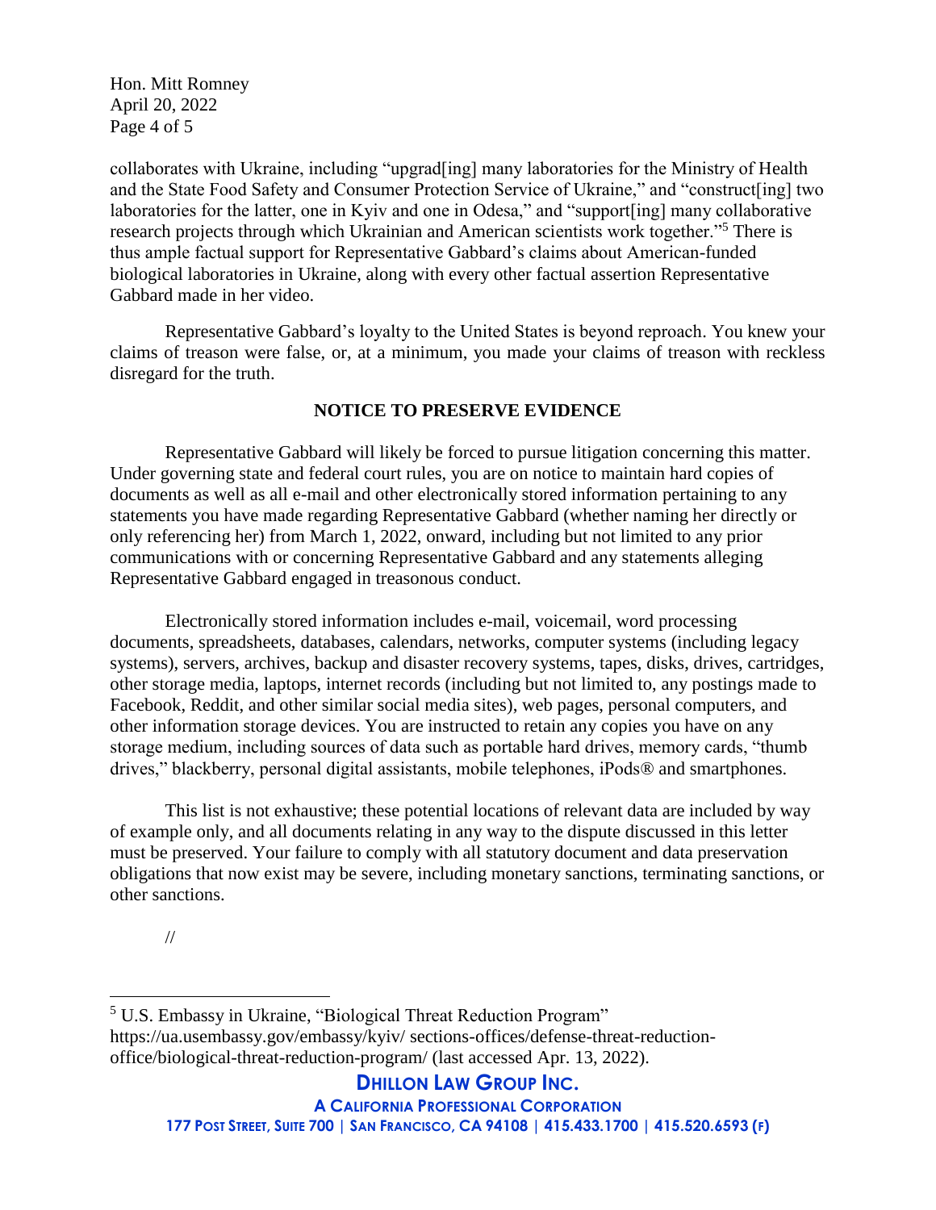collaborates with Ukraine, including "upgrad[ing] many laboratories for the Ministry of Health and the State Food Safety and Consumer Protection Service of Ukraine," and "construct[ing] two laboratories for the latter, one in Kyiv and one in Odesa," and "support[ing] many collaborative research projects through which Ukrainian and American scientists work together."[5] There is thus ample factual support for Representative Gabbard's claims about American-funded biological laboratories in Ukraine, along with every other factual assertion Representative Gabbard made in her video.

Representative Gabbard's loyalty to the United States is beyond reproach. You knew your claims of treason were false, or, at a minimum, you made your claims of treason with reckless disregard for the truth.

**NOTICE TO PRESERVE EVIDENCE**

Representative Gabbard will likely be forced to pursue litigation concerning this matter. Under governing state and federal court rules, you are on notice to maintain hard copies of documents as well as all e-mail and other electronically stored information pertaining to any statements you have made regarding Representative Gabbard (whether naming her directly or only referencing her) from March 1, 2022, onward, including but not limited to any prior communications with or concerning Representative Gabbard and any statements alleging Representative Gabbard engaged in treasonous conduct.

Electronically stored information includes e-mail, voicemail, word processing documents, spreadsheets, databases, calendars, networks, computer systems (including legacy systems), servers, archives, backup and disaster recovery systems, tapes, disks, drives, cartridges, other storage media, laptops, internet records (including but not limited to, any postings made to Facebook, Reddit, and other similar social media sites), web pages, personal computers, and other information storage devices. You are instructed to retain any copies you have on any storage medium, including sources of data such as portable hard drives, memory cards, "thumb drives," blackberry, personal digital assistants, mobile telephones, iPods® and smartphones.

This list is not exhaustive; these potential locations of relevant data are included by way of example only, and all documents relating in any way to the dispute discussed in this letter must be preserved. Your failure to comply with all statutory document and data preservation obligations that now exist may be severe, including monetary sanctions, terminating sanctions, or other sanctions.

//

---

[5] U.S. Embassy in Ukraine, "Biological Threat Reduction Program" https://ua.usembassy.gov/embassy/kyiv/ sections-offices/defense-threat-reduction-office/biological-threat-reduction-program/ (last accessed Apr. 13, 2022).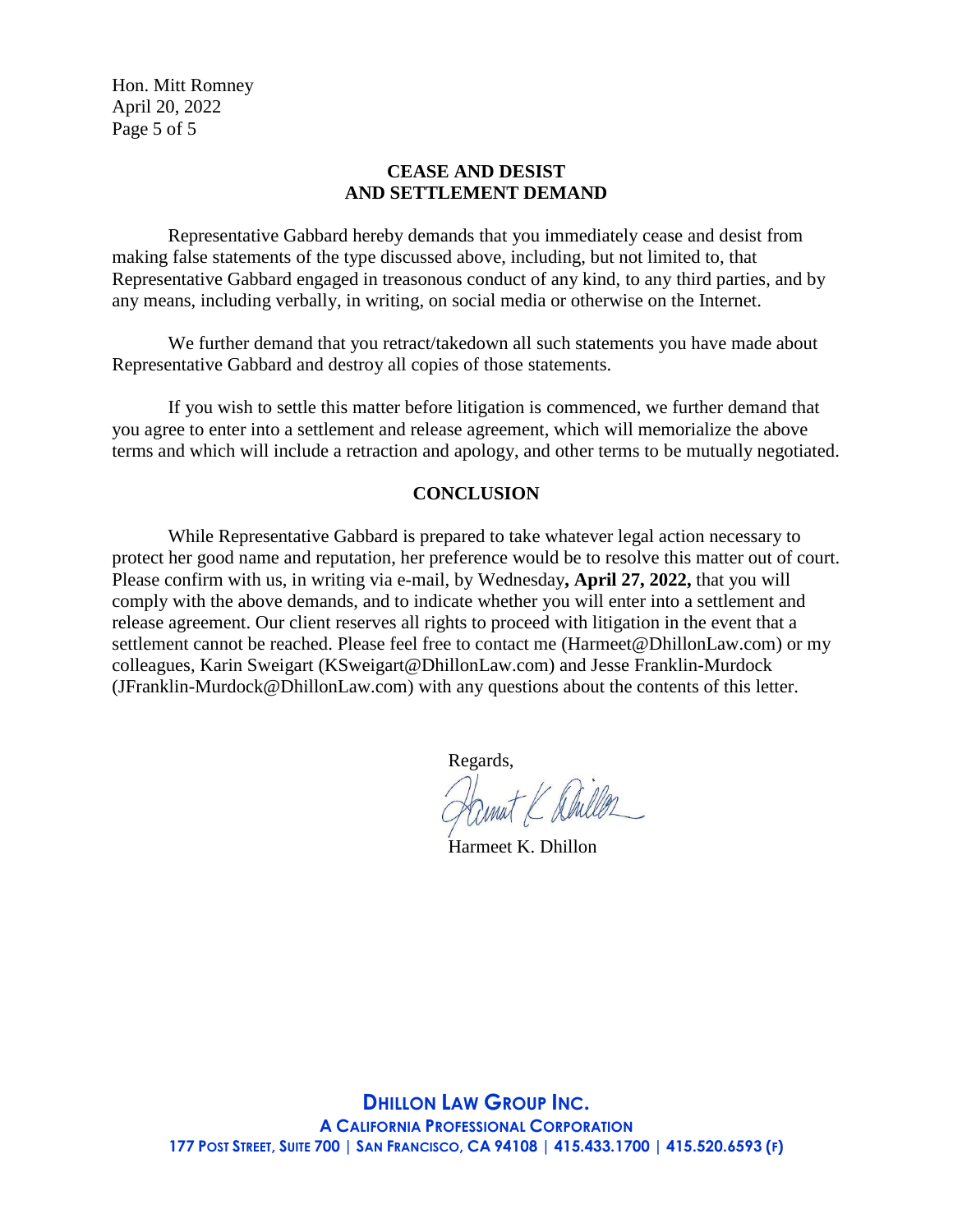## CEASE AND DESIST AND SETTLEMENT DEMAND

Representative Gabbard hereby demands that you immediately cease and desist from making false statements of the type discussed above, including, but not limited to, that Representative Gabbard engaged in treasonous conduct of any kind, to any third parties, and by any means, including verbally, in writing, on social media or otherwise on the Internet.

We further demand that you retract/takedown all such statements you have made about Representative Gabbard and destroy all copies of those statements.

If you wish to settle this matter before litigation is commenced, we further demand that you agree to enter into a settlement and release agreement, which will memorialize the above terms and which will include a retraction and apology, and other terms to be mutually negotiated.

## CONCLUSION

While Representative Gabbard is prepared to take whatever legal action necessary to protect her good name and reputation, her preference would be to resolve this matter out of court. Please confirm with us, in writing via e-mail, by Wednesday**, April 27, 2022,** that you will comply with the above demands, and to indicate whether you will enter into a settlement and release agreement. Our client reserves all rights to proceed with litigation in the event that a settlement cannot be reached. Please feel free to contact me (Harmeet@DhillonLaw.com) or my colleagues, Karin Sweigart (KSweigart@DhillonLaw.com) and Jesse Franklin-Murdock (JFranklin-Murdock@DhillonLaw.com) with any questions about the contents of this letter.

Regards,

Harmeet K. Dhillon

**DHILLON LAW GROUP INC.**
**A CALIFORNIA PROFESSIONAL CORPORATION**
**177 POST STREET, SUITE 700 | SAN FRANCISCO, CA 94108 | 415.433.1700 | 415.520.6593 (F)**